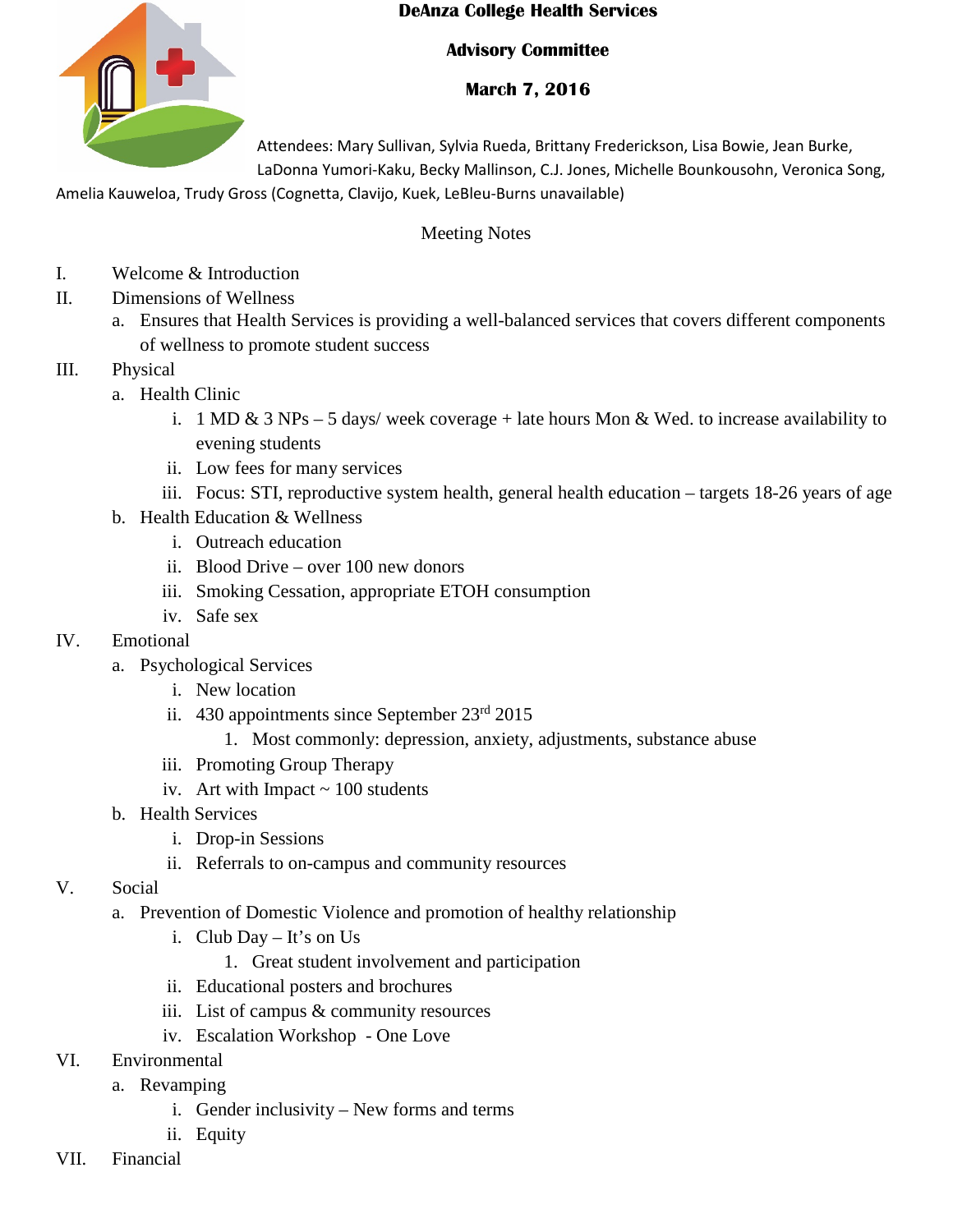# DeAnza College Health Services

## Advisory Committee

### March 7, 2016

Attendees: Mary Sullivan, Sylvia Rueda, Brittany Frederickson, Lisa Bowie, Jean Burke, LaDonna Yumori-Kaku, Becky Mallinson, C.J. Jones, Michelle Bounkousohn, Veronica Song, Amelia Kauweloa, Trudy Gross (Cognetta, Clavijo, Kuek, LeBleu-Burns unavailable)

Meeting Notes

I. Welcome & Introduction

II. Dimensions of Wellness
   a. Ensures that Health Services is providing a well-balanced services that covers different components of wellness to promote student success

III. Physical
   a. Health Clinic
      i. 1 MD & 3 NPs – 5 days/ week coverage + late hours Mon & Wed. to increase availability to evening students
      ii. Low fees for many services
      iii. Focus: STI, reproductive system health, general health education – targets 18-26 years of age
   b. Health Education & Wellness
      i. Outreach education
      ii. Blood Drive – over 100 new donors
      iii. Smoking Cessation, appropriate ETOH consumption
      iv. Safe sex

IV. Emotional
   a. Psychological Services
      i. New location
      ii. 430 appointments since September 23rd 2015
         1. Most commonly: depression, anxiety, adjustments, substance abuse
      iii. Promoting Group Therapy
      iv. Art with Impact ~ 100 students
   b. Health Services
      i. Drop-in Sessions
      ii. Referrals to on-campus and community resources

V. Social
   a. Prevention of Domestic Violence and promotion of healthy relationship
      i. Club Day – It's on Us
         1. Great student involvement and participation
      ii. Educational posters and brochures
      iii. List of campus & community resources
      iv. Escalation Workshop - One Love

VI. Environmental
   a. Revamping
      i. Gender inclusivity – New forms and terms
      ii. Equity

VII. Financial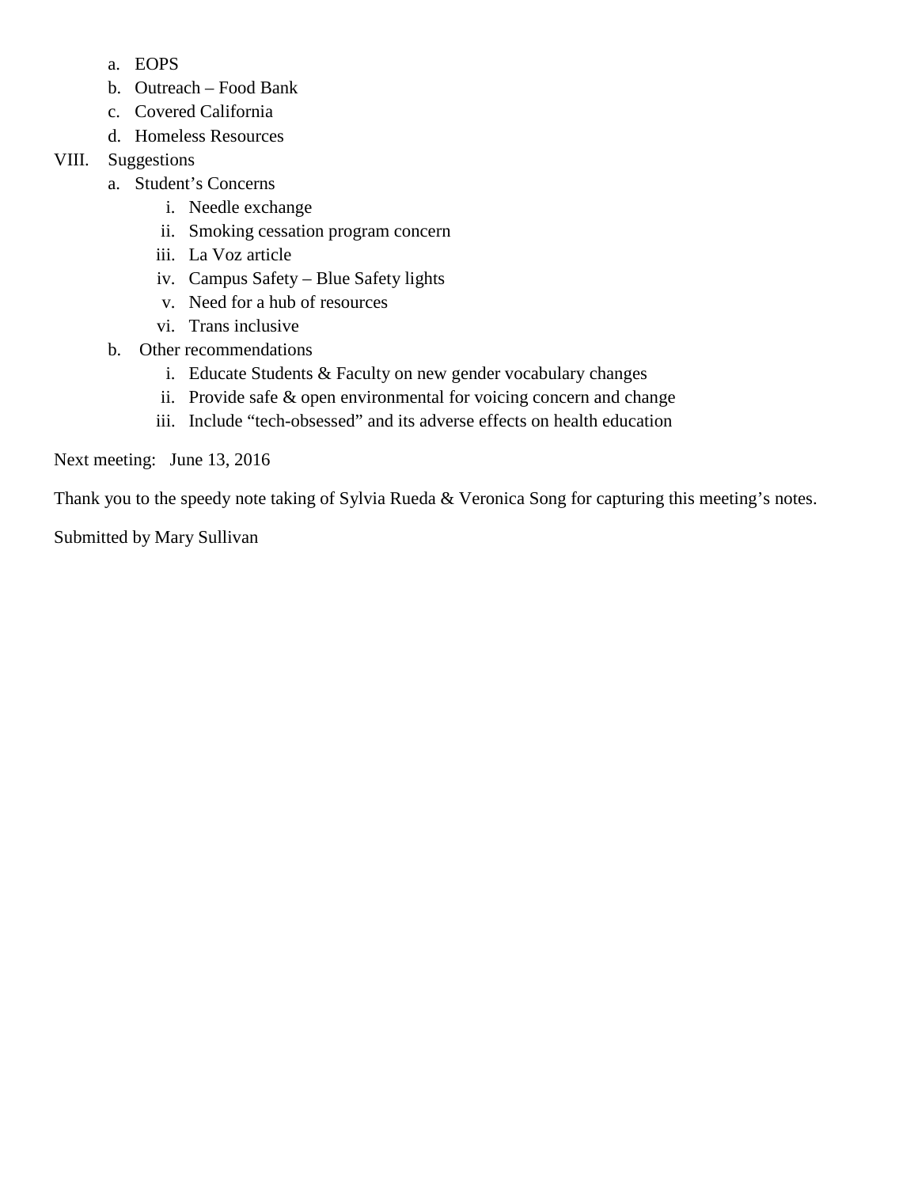a. EOPS
b. Outreach – Food Bank
c. Covered California
d. Homeless Resources

VIII. Suggestions
   a. Student's Concerns
      i. Needle exchange
      ii. Smoking cessation program concern
      iii. La Voz article
      iv. Campus Safety – Blue Safety lights
      v. Need for a hub of resources
      vi. Trans inclusive
   b. Other recommendations
      i. Educate Students & Faculty on new gender vocabulary changes
      ii. Provide safe & open environmental for voicing concern and change
      iii. Include "tech-obsessed" and its adverse effects on health education

Next meeting: June 13, 2016

Thank you to the speedy note taking of Sylvia Rueda & Veronica Song for capturing this meeting's notes.

Submitted by Mary Sullivan